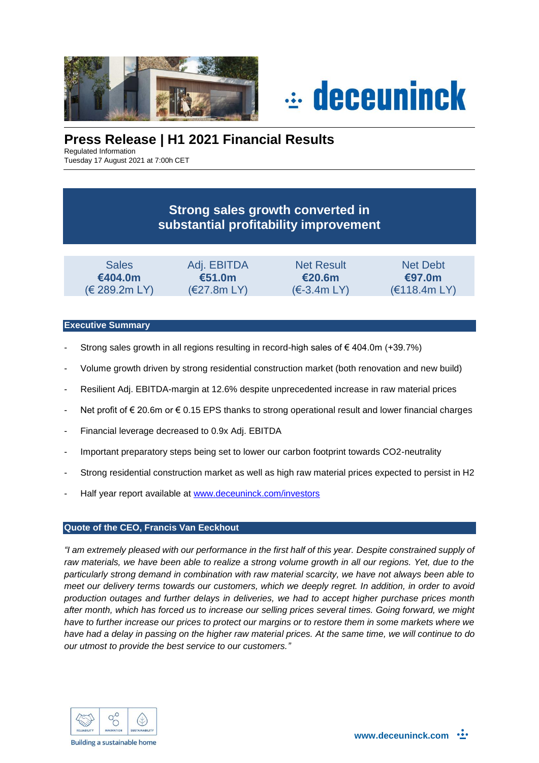# Press Release | H1 2021 Financial Results

Regulated Information
Tuesday 17 August 2021 at 7:00h CET

## Strong sales growth converted in substantial profitability improvement

| Sales | Adj. EBITDA | Net Result | Net Debt |
|---|---|---|---|
| **€404.0m** | **€51.0m** | **€20.6m** | **€97.0m** |
| (€ 289.2m LY) | (€27.8m LY) | (€-3.4m LY) | (€118.4m LY) |

## Executive Summary

- Strong sales growth in all regions resulting in record-high sales of € 404.0m (+39.7%)
- Volume growth driven by strong residential construction market (both renovation and new build)
- Resilient Adj. EBITDA-margin at 12.6% despite unprecedented increase in raw material prices
- Net profit of € 20.6m or € 0.15 EPS thanks to strong operational result and lower financial charges
- Financial leverage decreased to 0.9x Adj. EBITDA
- Important preparatory steps being set to lower our carbon footprint towards CO2-neutrality
- Strong residential construction market as well as high raw material prices expected to persist in H2
- Half year report available at www.deceuninck.com/investors

## Quote of the CEO, Francis Van Eeckhout

*"I am extremely pleased with our performance in the first half of this year. Despite constrained supply of raw materials, we have been able to realize a strong volume growth in all our regions. Yet, due to the particularly strong demand in combination with raw material scarcity, we have not always been able to meet our delivery terms towards our customers, which we deeply regret. In addition, in order to avoid production outages and further delays in deliveries, we had to accept higher purchase prices month after month, which has forced us to increase our selling prices several times. Going forward, we might have to further increase our prices to protect our margins or to restore them in some markets where we have had a delay in passing on the higher raw material prices. At the same time, we will continue to do our utmost to provide the best service to our customers."*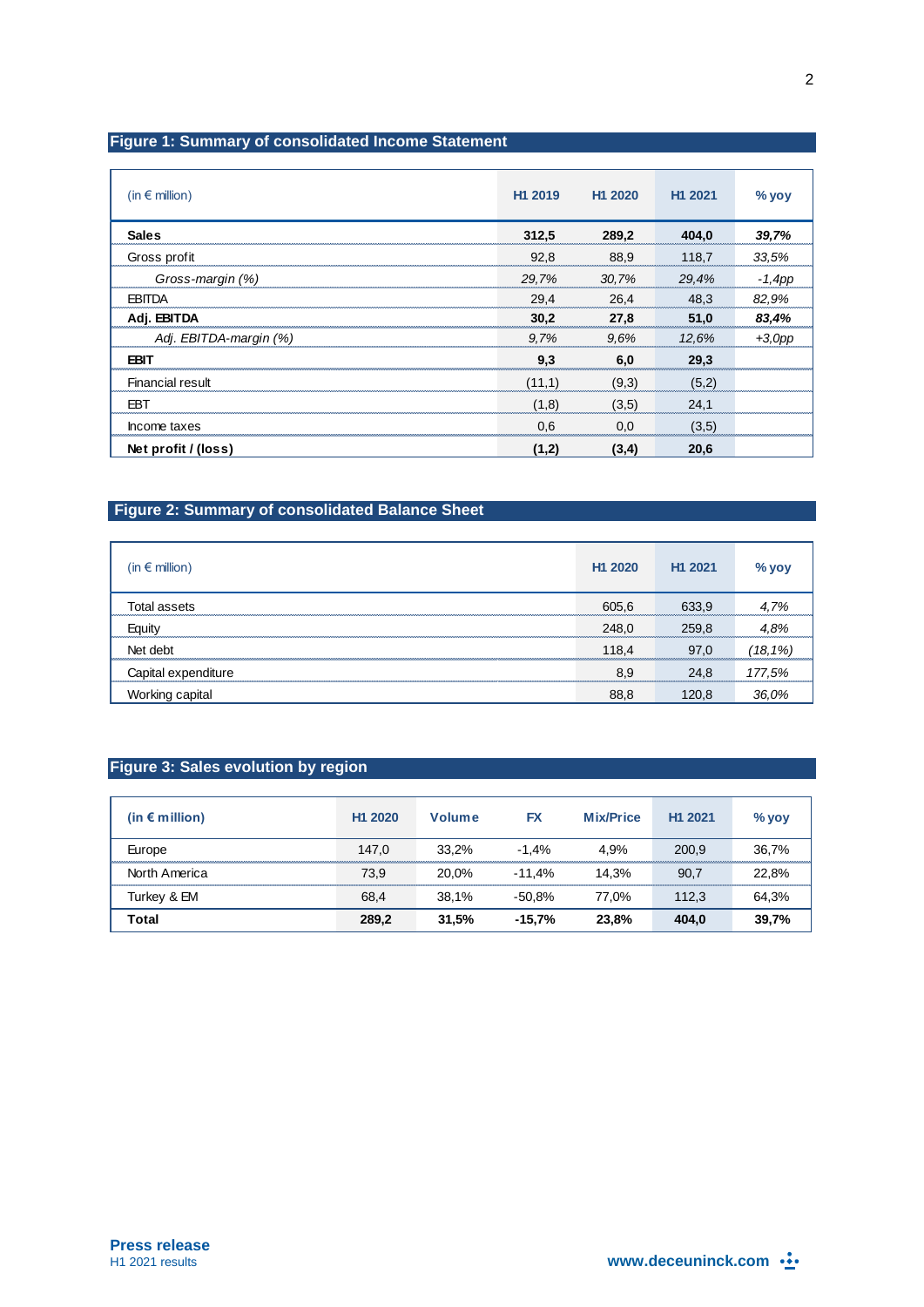## Figure 1: Summary of consolidated Income Statement

| (in € million) | H1 2019 | H1 2020 | H1 2021 | % yoy |
|---|---|---|---|---|
| **Sales** | **312,5** | **289,2** | **404,0** | ***39,7%*** |
| Gross profit | 92,8 | 88,9 | 118,7 | *33,5%* |
| *Gross-margin (%)* | *29,7%* | *30,7%* | *29,4%* | *-1,4pp* |
| EBITDA | 29,4 | 26,4 | 48,3 | *82,9%* |
| **Adj. EBITDA** | **30,2** | **27,8** | **51,0** | ***83,4%*** |
| *Adj. EBITDA-margin (%)* | *9,7%* | *9,6%* | *12,6%* | *+3,0pp* |
| **EBIT** | **9,3** | **6,0** | **29,3** | |
| Financial result | (11,1) | (9,3) | (5,2) | |
| EBT | (1,8) | (3,5) | 24,1 | |
| Income taxes | 0,6 | 0,0 | (3,5) | |
| **Net profit / (loss)** | **(1,2)** | **(3,4)** | **20,6** | |

## Figure 2: Summary of consolidated Balance Sheet

| (in € million) | H1 2020 | H1 2021 | % yoy |
|---|---|---|---|
| Total assets | 605,6 | 633,9 | *4,7%* |
| Equity | 248,0 | 259,8 | *4,8%* |
| Net debt | 118,4 | 97,0 | *(18,1%)* |
| Capital expenditure | 8,9 | 24,8 | *177,5%* |
| Working capital | 88,8 | 120,8 | *36,0%* |

## Figure 3: Sales evolution by region

| (in € million) | H1 2020 | Volume | FX | Mix/Price | H1 2021 | % yoy |
|---|---|---|---|---|---|---|
| Europe | 147,0 | 33,2% | -1,4% | 4,9% | 200,9 | 36,7% |
| North America | 73,9 | 20,0% | -11,4% | 14,3% | 90,7 | 22,8% |
| Turkey & EM | 68,4 | 38,1% | -50,8% | 77,0% | 112,3 | 64,3% |
| **Total** | **289,2** | **31,5%** | **-15,7%** | **23,8%** | **404,0** | **39,7%** |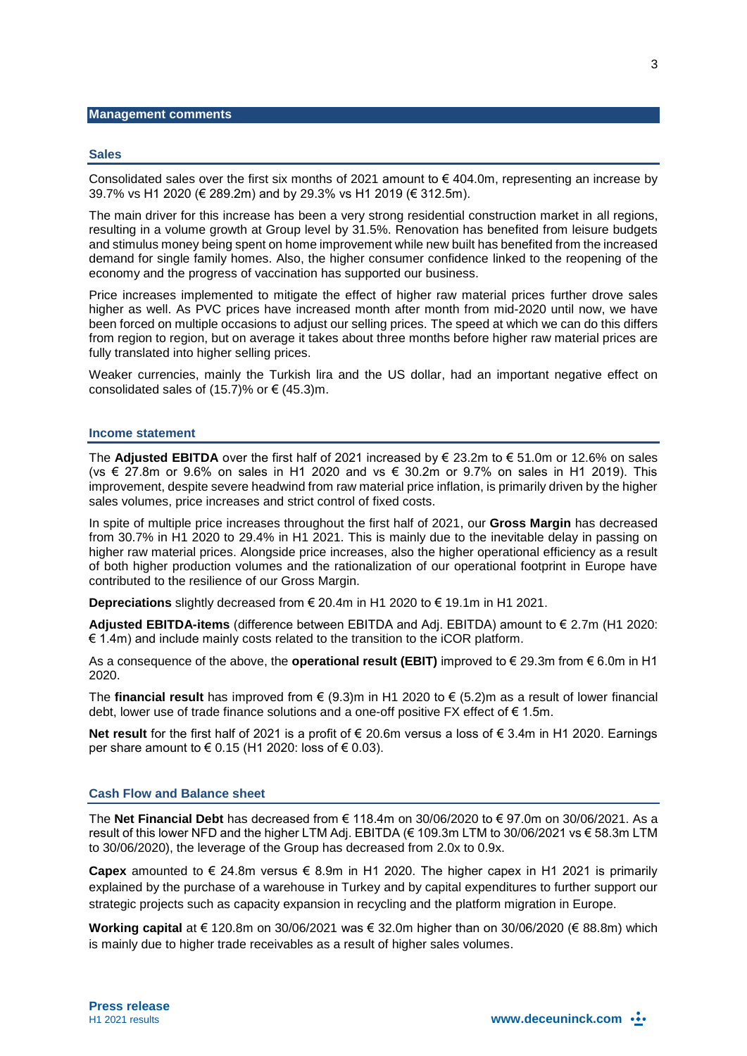## Management comments

### Sales

Consolidated sales over the first six months of 2021 amount to € 404.0m, representing an increase by 39.7% vs H1 2020 (€ 289.2m) and by 29.3% vs H1 2019 (€ 312.5m).

The main driver for this increase has been a very strong residential construction market in all regions, resulting in a volume growth at Group level by 31.5%. Renovation has benefited from leisure budgets and stimulus money being spent on home improvement while new built has benefited from the increased demand for single family homes. Also, the higher consumer confidence linked to the reopening of the economy and the progress of vaccination has supported our business.

Price increases implemented to mitigate the effect of higher raw material prices further drove sales higher as well. As PVC prices have increased month after month from mid-2020 until now, we have been forced on multiple occasions to adjust our selling prices. The speed at which we can do this differs from region to region, but on average it takes about three months before higher raw material prices are fully translated into higher selling prices.

Weaker currencies, mainly the Turkish lira and the US dollar, had an important negative effect on consolidated sales of (15.7)% or € (45.3)m.

### Income statement

The **Adjusted EBITDA** over the first half of 2021 increased by € 23.2m to € 51.0m or 12.6% on sales (vs € 27.8m or 9.6% on sales in H1 2020 and vs € 30.2m or 9.7% on sales in H1 2019). This improvement, despite severe headwind from raw material price inflation, is primarily driven by the higher sales volumes, price increases and strict control of fixed costs.

In spite of multiple price increases throughout the first half of 2021, our **Gross Margin** has decreased from 30.7% in H1 2020 to 29.4% in H1 2021. This is mainly due to the inevitable delay in passing on higher raw material prices. Alongside price increases, also the higher operational efficiency as a result of both higher production volumes and the rationalization of our operational footprint in Europe have contributed to the resilience of our Gross Margin.

**Depreciations** slightly decreased from € 20.4m in H1 2020 to € 19.1m in H1 2021.

**Adjusted EBITDA-items** (difference between EBITDA and Adj. EBITDA) amount to € 2.7m (H1 2020: € 1.4m) and include mainly costs related to the transition to the iCOR platform.

As a consequence of the above, the **operational result (EBIT)** improved to € 29.3m from € 6.0m in H1 2020.

The **financial result** has improved from € (9.3)m in H1 2020 to € (5.2)m as a result of lower financial debt, lower use of trade finance solutions and a one-off positive FX effect of € 1.5m.

**Net result** for the first half of 2021 is a profit of € 20.6m versus a loss of € 3.4m in H1 2020. Earnings per share amount to € 0.15 (H1 2020: loss of € 0.03).

### Cash Flow and Balance sheet

The **Net Financial Debt** has decreased from € 118.4m on 30/06/2020 to € 97.0m on 30/06/2021. As a result of this lower NFD and the higher LTM Adj. EBITDA (€ 109.3m LTM to 30/06/2021 vs € 58.3m LTM to 30/06/2020), the leverage of the Group has decreased from 2.0x to 0.9x.

**Capex** amounted to € 24.8m versus € 8.9m in H1 2020. The higher capex in H1 2021 is primarily explained by the purchase of a warehouse in Turkey and by capital expenditures to further support our strategic projects such as capacity expansion in recycling and the platform migration in Europe.

**Working capital** at € 120.8m on 30/06/2021 was € 32.0m higher than on 30/06/2020 (€ 88.8m) which is mainly due to higher trade receivables as a result of higher sales volumes.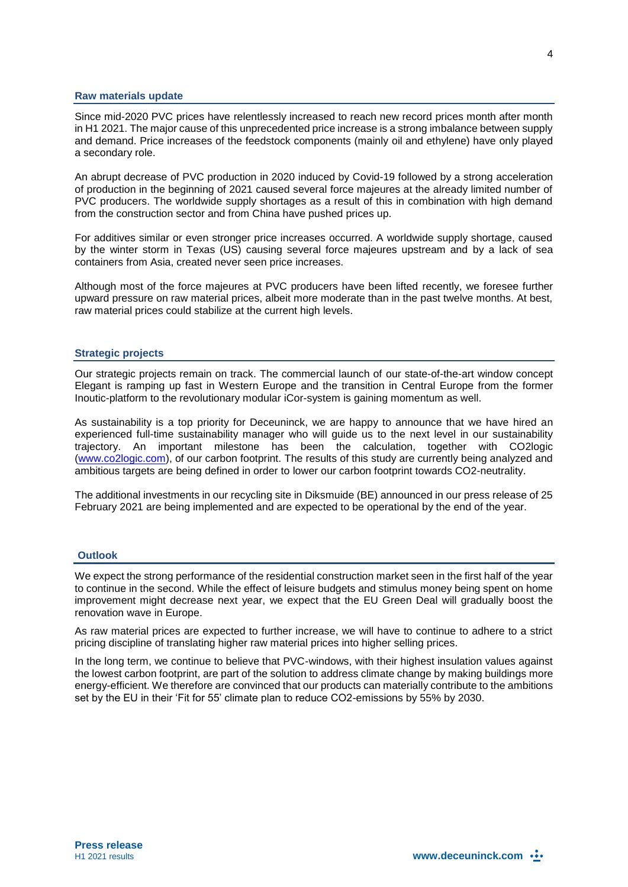## Raw materials update

Since mid-2020 PVC prices have relentlessly increased to reach new record prices month after month in H1 2021. The major cause of this unprecedented price increase is a strong imbalance between supply and demand. Price increases of the feedstock components (mainly oil and ethylene) have only played a secondary role.

An abrupt decrease of PVC production in 2020 induced by Covid-19 followed by a strong acceleration of production in the beginning of 2021 caused several force majeures at the already limited number of PVC producers. The worldwide supply shortages as a result of this in combination with high demand from the construction sector and from China have pushed prices up.

For additives similar or even stronger price increases occurred. A worldwide supply shortage, caused by the winter storm in Texas (US) causing several force majeures upstream and by a lack of sea containers from Asia, created never seen price increases.

Although most of the force majeures at PVC producers have been lifted recently, we foresee further upward pressure on raw material prices, albeit more moderate than in the past twelve months. At best, raw material prices could stabilize at the current high levels.

## Strategic projects

Our strategic projects remain on track. The commercial launch of our state-of-the-art window concept Elegant is ramping up fast in Western Europe and the transition in Central Europe from the former Inoutic-platform to the revolutionary modular iCor-system is gaining momentum as well.

As sustainability is a top priority for Deceuninck, we are happy to announce that we have hired an experienced full-time sustainability manager who will guide us to the next level in our sustainability trajectory. An important milestone has been the calculation, together with CO2logic (www.co2logic.com), of our carbon footprint. The results of this study are currently being analyzed and ambitious targets are being defined in order to lower our carbon footprint towards CO2-neutrality.

The additional investments in our recycling site in Diksmuide (BE) announced in our press release of 25 February 2021 are being implemented and are expected to be operational by the end of the year.

## Outlook

We expect the strong performance of the residential construction market seen in the first half of the year to continue in the second. While the effect of leisure budgets and stimulus money being spent on home improvement might decrease next year, we expect that the EU Green Deal will gradually boost the renovation wave in Europe.

As raw material prices are expected to further increase, we will have to continue to adhere to a strict pricing discipline of translating higher raw material prices into higher selling prices.

In the long term, we continue to believe that PVC-windows, with their highest insulation values against the lowest carbon footprint, are part of the solution to address climate change by making buildings more energy-efficient. We therefore are convinced that our products can materially contribute to the ambitions set by the EU in their 'Fit for 55' climate plan to reduce CO2-emissions by 55% by 2030.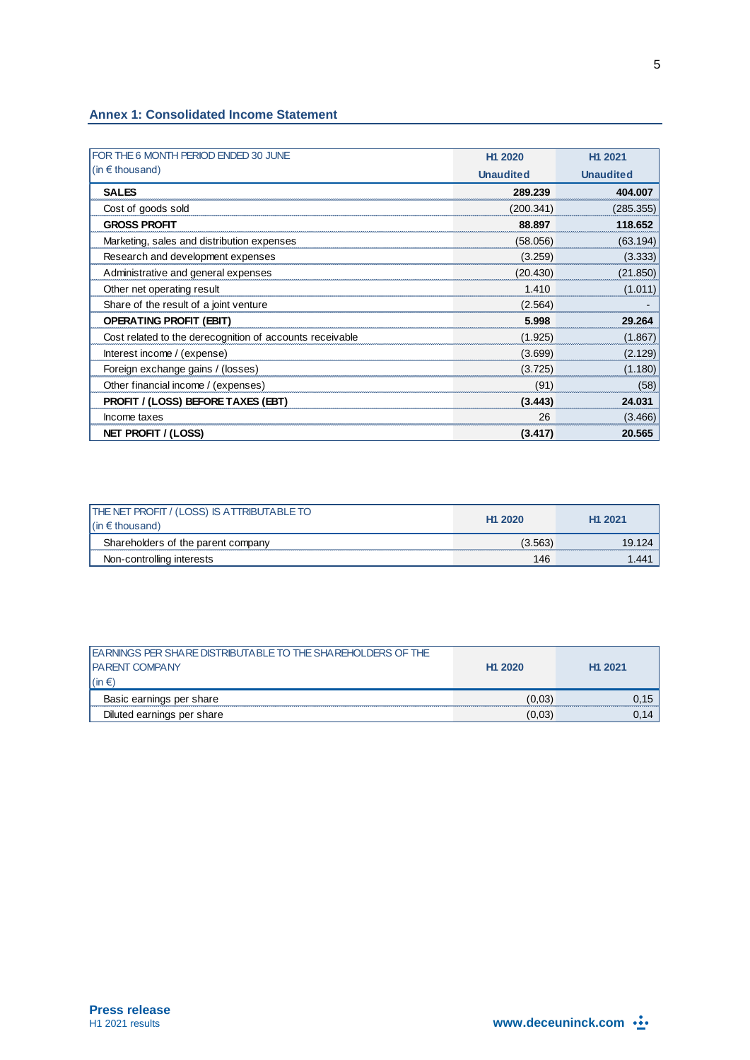## Annex 1: Consolidated Income Statement

| FOR THE 6 MONTH PERIOD ENDED 30 JUNE (in € thousand) | H1 2020 Unaudited | H1 2021 Unaudited |
|---|---|---|
| **SALES** | **289.239** | **404.007** |
| Cost of goods sold | (200.341) | (285.355) |
| **GROSS PROFIT** | **88.897** | **118.652** |
| Marketing, sales and distribution expenses | (58.056) | (63.194) |
| Research and development expenses | (3.259) | (3.333) |
| Administrative and general expenses | (20.430) | (21.850) |
| Other net operating result | 1.410 | (1.011) |
| Share of the result of a joint venture | (2.564) | - |
| **OPERATING PROFIT (EBIT)** | **5.998** | **29.264** |
| Cost related to the derecognition of accounts receivable | (1.925) | (1.867) |
| Interest income / (expense) | (3.699) | (2.129) |
| Foreign exchange gains / (losses) | (3.725) | (1.180) |
| Other financial income / (expenses) | (91) | (58) |
| **PROFIT / (LOSS) BEFORE TAXES (EBT)** | **(3.443)** | **24.031** |
| Income taxes | 26 | (3.466) |
| **NET PROFIT / (LOSS)** | **(3.417)** | **20.565** |

| THE NET PROFIT / (LOSS) IS ATTRIBUTABLE TO (in € thousand) | H1 2020 | H1 2021 |
|---|---|---|
| Shareholders of the parent company | (3.563) | 19.124 |
| Non-controlling interests | 146 | 1.441 |

| EARNINGS PER SHARE DISTRIBUTABLE TO THE SHAREHOLDERS OF THE PARENT COMPANY (in €) | H1 2020 | H1 2021 |
|---|---|---|
| Basic earnings per share | (0,03) | 0,15 |
| Diluted earnings per share | (0,03) | 0,14 |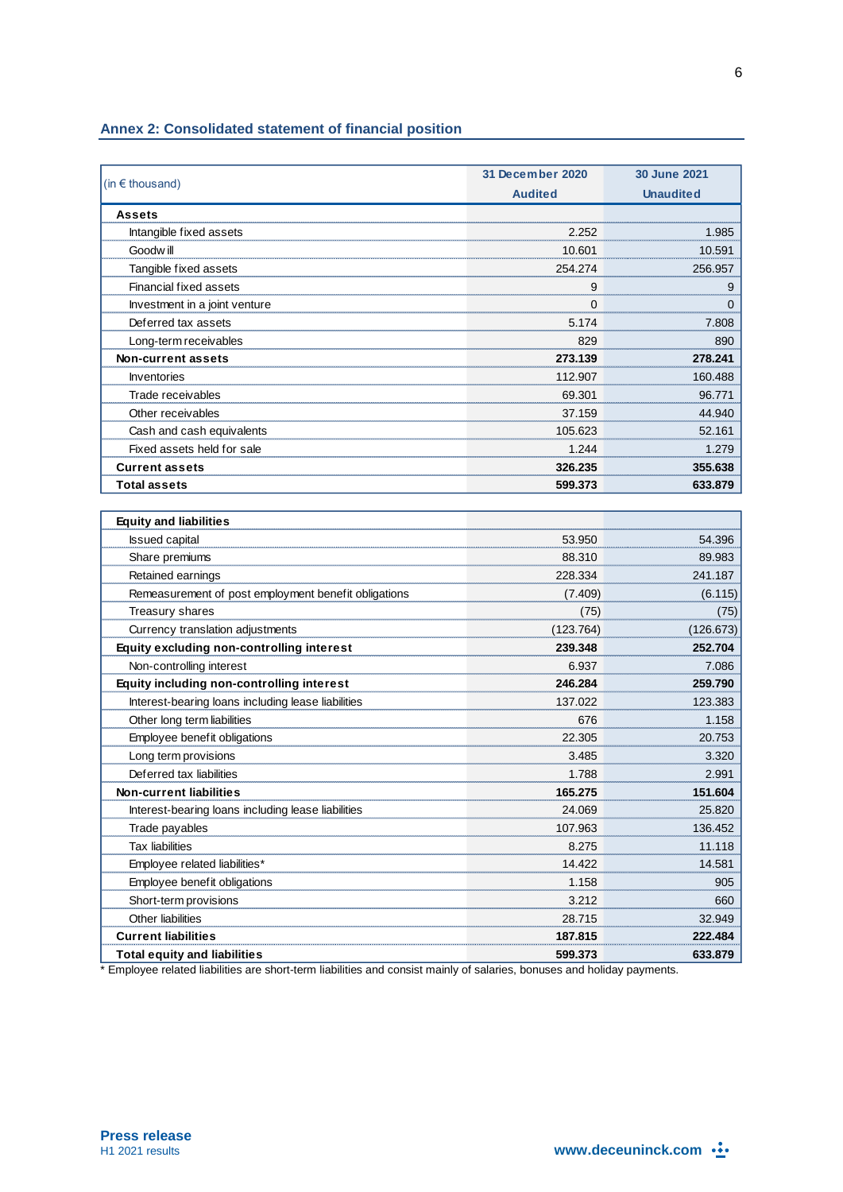## Annex 2: Consolidated statement of financial position

| (in € thousand) | 31 December 2020 Audited | 30 June 2021 Unaudited |
|---|---|---|
| **Assets** | | |
| Intangible fixed assets | 2.252 | 1.985 |
| Goodwill | 10.601 | 10.591 |
| Tangible fixed assets | 254.274 | 256.957 |
| Financial fixed assets | 9 | 9 |
| Investment in a joint venture | 0 | 0 |
| Deferred tax assets | 5.174 | 7.808 |
| Long-term receivables | 829 | 890 |
| **Non-current assets** | **273.139** | **278.241** |
| Inventories | 112.907 | 160.488 |
| Trade receivables | 69.301 | 96.771 |
| Other receivables | 37.159 | 44.940 |
| Cash and cash equivalents | 105.623 | 52.161 |
| Fixed assets held for sale | 1.244 | 1.279 |
| **Current assets** | **326.235** | **355.638** |
| **Total assets** | **599.373** | **633.879** |

| (in € thousand) | 31 December 2020 Audited | 30 June 2021 Unaudited |
|---|---|---|
| **Equity and liabilities** | | |
| Issued capital | 53.950 | 54.396 |
| Share premiums | 88.310 | 89.983 |
| Retained earnings | 228.334 | 241.187 |
| Remeasurement of post employment benefit obligations | (7.409) | (6.115) |
| Treasury shares | (75) | (75) |
| Currency translation adjustments | (123.764) | (126.673) |
| **Equity excluding non-controlling interest** | **239.348** | **252.704** |
| Non-controlling interest | 6.937 | 7.086 |
| **Equity including non-controlling interest** | **246.284** | **259.790** |
| Interest-bearing loans including lease liabilities | 137.022 | 123.383 |
| Other long term liabilities | 676 | 1.158 |
| Employee benefit obligations | 22.305 | 20.753 |
| Long term provisions | 3.485 | 3.320 |
| Deferred tax liabilities | 1.788 | 2.991 |
| **Non-current liabilities** | **165.275** | **151.604** |
| Interest-bearing loans including lease liabilities | 24.069 | 25.820 |
| Trade payables | 107.963 | 136.452 |
| Tax liabilities | 8.275 | 11.118 |
| Employee related liabilities* | 14.422 | 14.581 |
| Employee benefit obligations | 1.158 | 905 |
| Short-term provisions | 3.212 | 660 |
| Other liabilities | 28.715 | 32.949 |
| **Current liabilities** | **187.815** | **222.484** |
| **Total equity and liabilities** | **599.373** | **633.879** |

* Employee related liabilities are short-term liabilities and consist mainly of salaries, bonuses and holiday payments.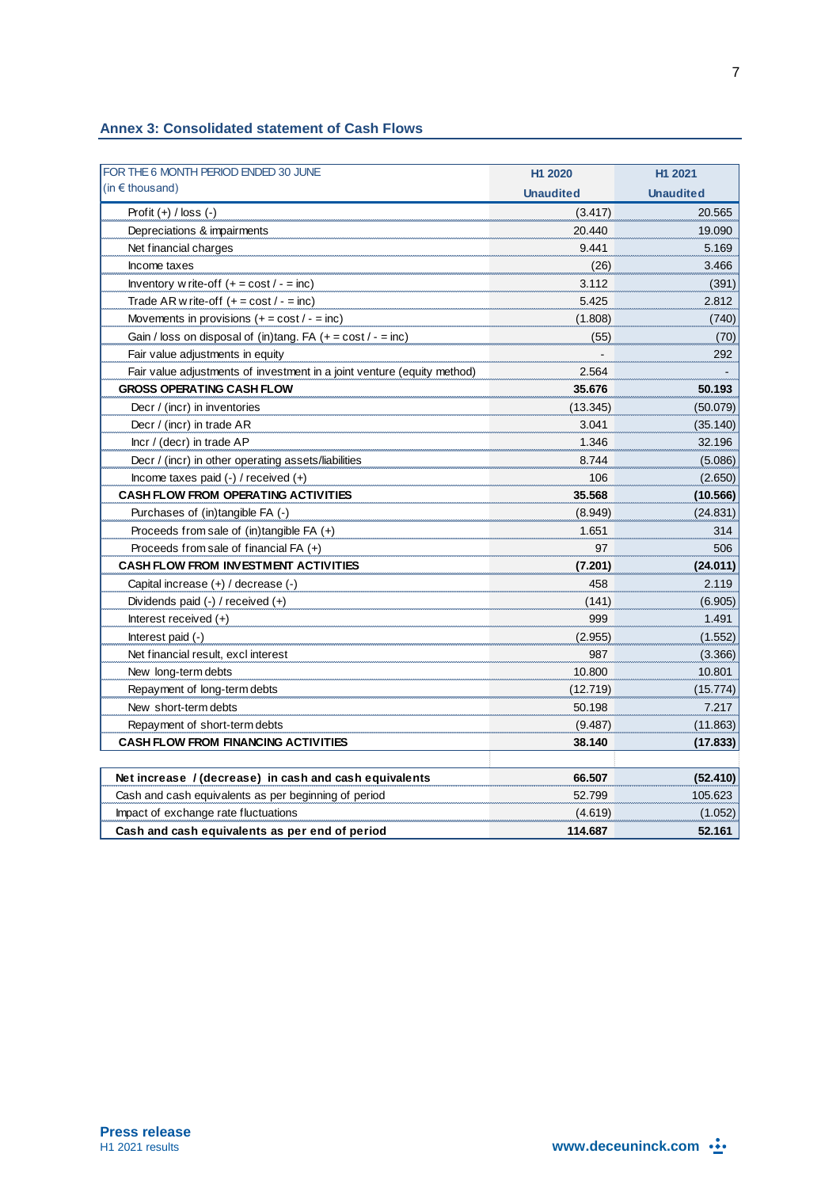## Annex 3: Consolidated statement of Cash Flows

| FOR THE 6 MONTH PERIOD ENDED 30 JUNE (in € thousand) | H1 2020 Unaudited | H1 2021 Unaudited |
|---|---|---|
| Profit (+) / loss (-) | (3.417) | 20.565 |
| Depreciations & impairments | 20.440 | 19.090 |
| Net financial charges | 9.441 | 5.169 |
| Income taxes | (26) | 3.466 |
| Inventory write-off (+ = cost / - = inc) | 3.112 | (391) |
| Trade AR write-off (+ = cost / - = inc) | 5.425 | 2.812 |
| Movements in provisions (+ = cost / - = inc) | (1.808) | (740) |
| Gain / loss on disposal of (in)tang. FA (+ = cost / - = inc) | (55) | (70) |
| Fair value adjustments in equity | - | 292 |
| Fair value adjustments of investment in a joint venture (equity method) | 2.564 | - |
| **GROSS OPERATING CASH FLOW** | **35.676** | **50.193** |
| Decr / (incr) in inventories | (13.345) | (50.079) |
| Decr / (incr) in trade AR | 3.041 | (35.140) |
| Incr / (decr) in trade AP | 1.346 | 32.196 |
| Decr / (incr) in other operating assets/liabilities | 8.744 | (5.086) |
| Income taxes paid (-) / received (+) | 106 | (2.650) |
| **CASH FLOW FROM OPERATING ACTIVITIES** | **35.568** | **(10.566)** |
| Purchases of (in)tangible FA (-) | (8.949) | (24.831) |
| Proceeds from sale of (in)tangible FA (+) | 1.651 | 314 |
| Proceeds from sale of financial FA (+) | 97 | 506 |
| **CASH FLOW FROM INVESTMENT ACTIVITIES** | **(7.201)** | **(24.011)** |
| Capital increase (+) / decrease (-) | 458 | 2.119 |
| Dividends paid (-) / received (+) | (141) | (6.905) |
| Interest received (+) | 999 | 1.491 |
| Interest paid (-) | (2.955) | (1.552) |
| Net financial result, excl interest | 987 | (3.366) |
| New long-term debts | 10.800 | 10.801 |
| Repayment of long-term debts | (12.719) | (15.774) |
| New short-term debts | 50.198 | 7.217 |
| Repayment of short-term debts | (9.487) | (11.863) |
| **CASH FLOW FROM FINANCING ACTIVITIES** | **38.140** | **(17.833)** |
| | | |
| **Net increase / (decrease) in cash and cash equivalents** | **66.507** | **(52.410)** |
| Cash and cash equivalents as per beginning of period | 52.799 | 105.623 |
| Impact of exchange rate fluctuations | (4.619) | (1.052) |
| **Cash and cash equivalents as per end of period** | **114.687** | **52.161** |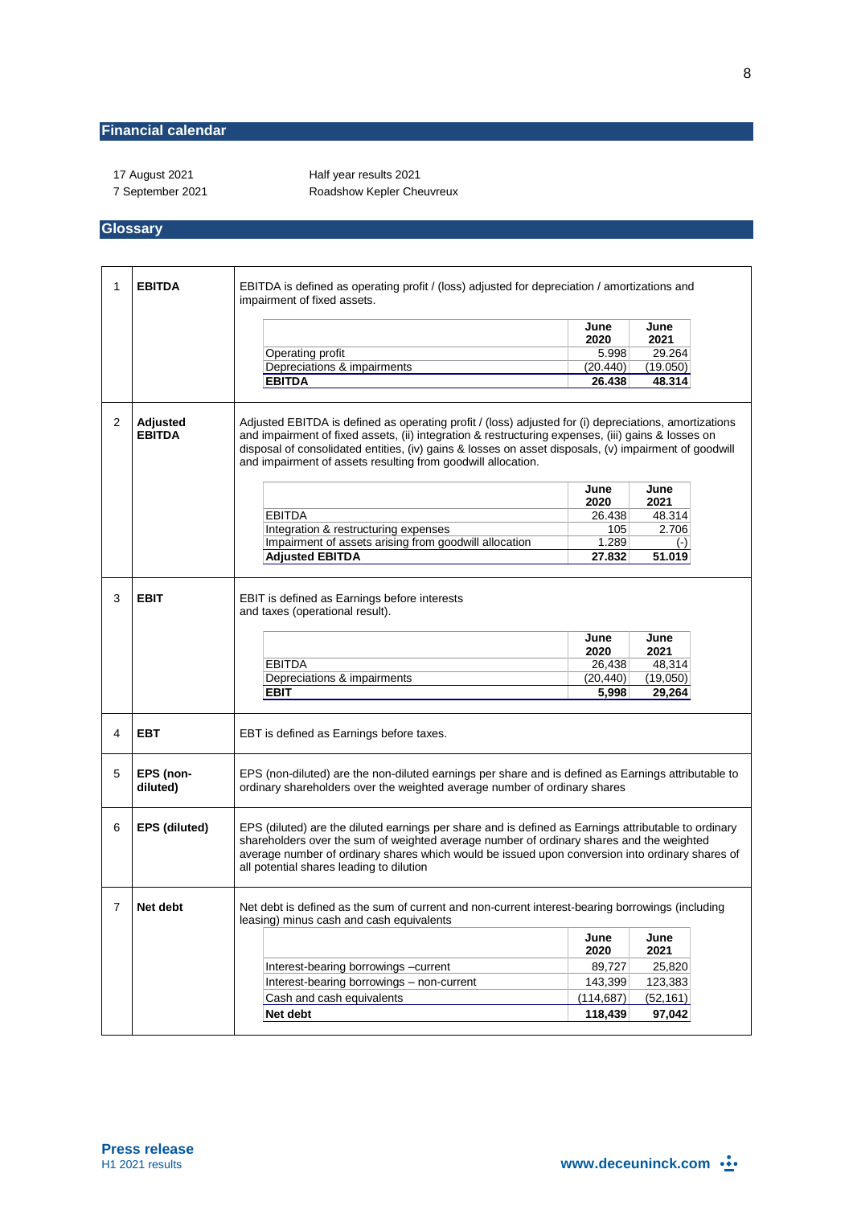## Financial calendar

| | |
|---|---|
| 17 August 2021 | Half year results 2021 |
| 7 September 2021 | Roadshow Kepler Cheuvreux |

## Glossary

**1 EBITDA**

EBITDA is defined as operating profit / (loss) adjusted for depreciation / amortizations and impairment of fixed assets.

| | June 2020 | June 2021 |
|---|---|---|
| Operating profit | 5.998 | 29.264 |
| Depreciations & impairments | (20.440) | (19.050) |
| **EBITDA** | **26.438** | **48.314** |

**2 Adjusted EBITDA**

Adjusted EBITDA is defined as operating profit / (loss) adjusted for (i) depreciations, amortizations and impairment of fixed assets, (ii) integration & restructuring expenses, (iii) gains & losses on disposal of consolidated entities, (iv) gains & losses on asset disposals, (v) impairment of goodwill and impairment of assets resulting from goodwill allocation.

| | June 2020 | June 2021 |
|---|---|---|
| EBITDA | 26.438 | 48.314 |
| Integration & restructuring expenses | 105 | 2.706 |
| Impairment of assets arising from goodwill allocation | 1.289 | (-) |
| **Adjusted EBITDA** | **27.832** | **51.019** |

**3 EBIT**

EBIT is defined as Earnings before interests and taxes (operational result).

| | June 2020 | June 2021 |
|---|---|---|
| EBITDA | 26,438 | 48,314 |
| Depreciations & impairments | (20,440) | (19,050) |
| **EBIT** | **5,998** | **29,264** |

**4 EBT**

EBT is defined as Earnings before taxes.

**5 EPS (non-diluted)**

EPS (non-diluted) are the non-diluted earnings per share and is defined as Earnings attributable to ordinary shareholders over the weighted average number of ordinary shares

**6 EPS (diluted)**

EPS (diluted) are the diluted earnings per share and is defined as Earnings attributable to ordinary shareholders over the sum of weighted average number of ordinary shares and the weighted average number of ordinary shares which would be issued upon conversion into ordinary shares of all potential shares leading to dilution

**7 Net debt**

Net debt is defined as the sum of current and non-current interest-bearing borrowings (including leasing) minus cash and cash equivalents

| | June 2020 | June 2021 |
|---|---|---|
| Interest-bearing borrowings –current | 89,727 | 25,820 |
| Interest-bearing borrowings – non-current | 143,399 | 123,383 |
| Cash and cash equivalents | (114,687) | (52,161) |
| **Net debt** | **118,439** | **97,042** |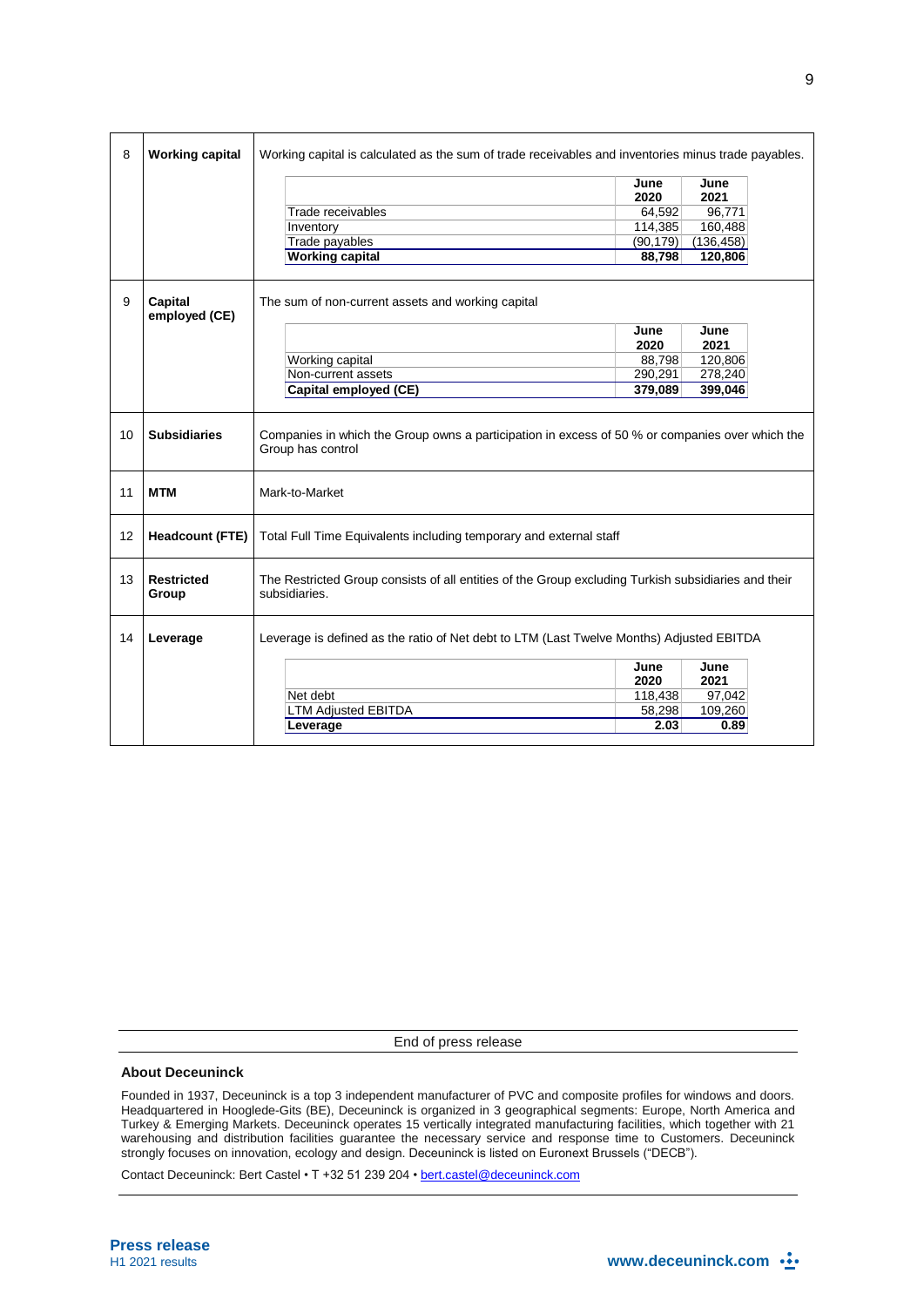| | | |
|---|---|---|
| 8 | **Working capital** | Working capital is calculated as the sum of trade receivables and inventories minus trade payables. |
| 9 | **Capital employed (CE)** | The sum of non-current assets and working capital |
| 10 | **Subsidiaries** | Companies in which the Group owns a participation in excess of 50 % or companies over which the Group has control |
| 11 | **MTM** | Mark-to-Market |
| 12 | **Headcount (FTE)** | Total Full Time Equivalents including temporary and external staff |
| 13 | **Restricted Group** | The Restricted Group consists of all entities of the Group excluding Turkish subsidiaries and their subsidiaries. |
| 14 | **Leverage** | Leverage is defined as the ratio of Net debt to LTM (Last Twelve Months) Adjusted EBITDA |

Working capital:

| | June 2020 | June 2021 |
|---|---|---|
| Trade receivables | 64,592 | 96,771 |
| Inventory | 114,385 | 160,488 |
| Trade payables | (90,179) | (136,458) |
| **Working capital** | **88,798** | **120,806** |

Capital employed (CE):

| | June 2020 | June 2021 |
|---|---|---|
| Working capital | 88,798 | 120,806 |
| Non-current assets | 290,291 | 278,240 |
| **Capital employed (CE)** | **379,089** | **399,046** |

Leverage:

| | June 2020 | June 2021 |
|---|---|---|
| Net debt | 118,438 | 97,042 |
| LTM Adjusted EBITDA | 58,298 | 109,260 |
| **Leverage** | **2.03** | **0.89** |

End of press release

**About Deceuninck**

Founded in 1937, Deceuninck is a top 3 independent manufacturer of PVC and composite profiles for windows and doors. Headquartered in Hooglede-Gits (BE), Deceuninck is organized in 3 geographical segments: Europe, North America and Turkey & Emerging Markets. Deceuninck operates 15 vertically integrated manufacturing facilities, which together with 21 warehousing and distribution facilities guarantee the necessary service and response time to Customers. Deceuninck strongly focuses on innovation, ecology and design. Deceuninck is listed on Euronext Brussels ("DECB").

Contact Deceuninck: Bert Castel • T +32 51 239 204 • bert.castel@deceuninck.com